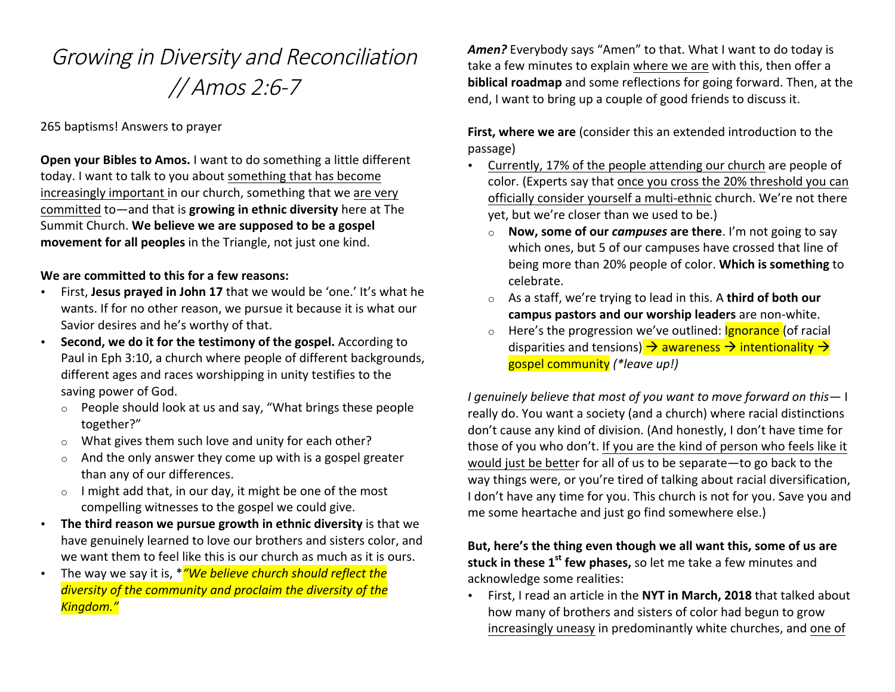# Growing in Diversity and Reconciliation // Amos 2:6-7

265 baptisms! Answers to prayer

**Open your Bibles to Amos.** I want to do something a little different today. I want to talk to you about something that has become increasingly important in our church, something that we are very committed to—and that is **growing in ethnic diversity** here at The Summit Church. **We believe we are supposed to be a gospel movement for all peoples** in the Triangle, not just one kind.

**We are committed to this for a few reasons:**

- First, **Jesus prayed in John 17** that we would be 'one.' It's what he wants. If for no other reason, we pursue it because it is what our Savior desires and he's worthy of that.
- **Second, we do it for the testimony of the gospel.** According to Paul in Eph 3:10, a church where people of different backgrounds, different ages and races worshipping in unity testifies to the saving power of God.
  - People should look at us and say, "What brings these people together?"
  - What gives them such love and unity for each other?
  - And the only answer they come up with is a gospel greater than any of our differences.
  - I might add that, in our day, it might be one of the most compelling witnesses to the gospel we could give.
- **The third reason we pursue growth in ethnic diversity** is that we have genuinely learned to love our brothers and sisters color, and we want them to feel like this is our church as much as it is ours.
- The way we say it is, **"We believe church should reflect the diversity of the community and proclaim the diversity of the Kingdom."***

***Amen?*** Everybody says "Amen" to that. What I want to do today is take a few minutes to explain where we are with this, then offer a **biblical roadmap** and some reflections for going forward. Then, at the end, I want to bring up a couple of good friends to discuss it.

**First, where we are** (consider this an extended introduction to the passage)

- Currently, 17% of the people attending our church are people of color. (Experts say that once you cross the 20% threshold you can officially consider yourself a multi-ethnic church. We're not there yet, but we're closer than we used to be.)
  - **Now, some of our *campuses* are there**. I'm not going to say which ones, but 5 of our campuses have crossed that line of being more than 20% people of color. **Which is something** to celebrate.
  - As a staff, we're trying to lead in this. A **third of both our campus pastors and our worship leaders** are non-white.
  - Here's the progression we've outlined: Ignorance (of racial disparities and tensions) → awareness → intentionality → gospel community *(\*leave up!)*

*I genuinely believe that most of you want to move forward on this*— I really do. You want a society (and a church) where racial distinctions don't cause any kind of division. (And honestly, I don't have time for those of you who don't. If you are the kind of person who feels like it would just be better for all of us to be separate—to go back to the way things were, or you're tired of talking about racial diversification, I don't have any time for you. This church is not for you. Save you and me some heartache and just go find somewhere else.)

**But, here's the thing even though we all want this, some of us are stuck in these 1st few phases,** so let me take a few minutes and acknowledge some realities:

- First, I read an article in the **NYT in March, 2018** that talked about how many of brothers and sisters of color had begun to grow increasingly uneasy in predominantly white churches, and one of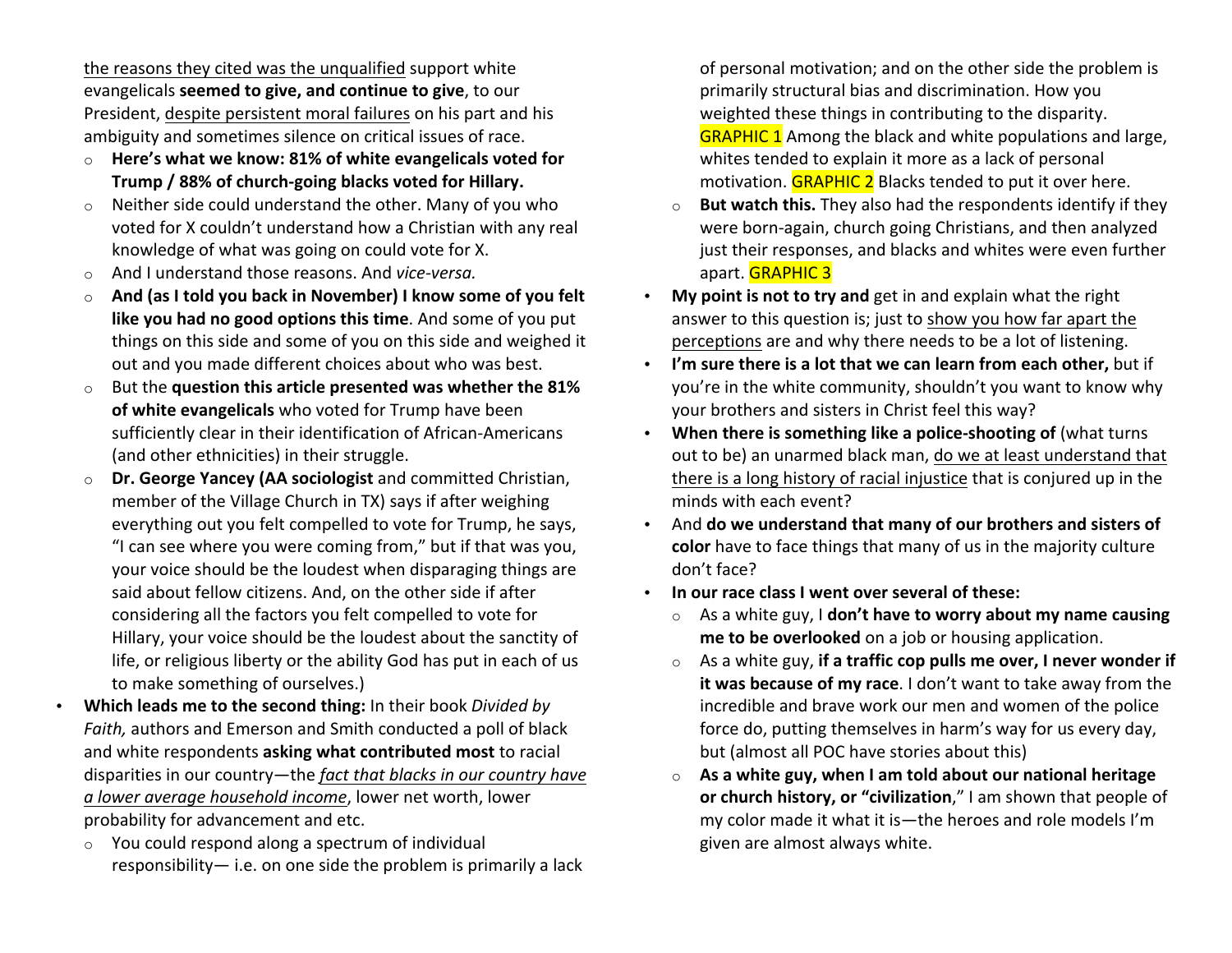<u>the reasons they cited was the unqualified</u> support white evangelicals **seemed to give, and continue to give**, to our President, <u>despite persistent moral failures</u> on his part and his ambiguity and sometimes silence on critical issues of race.

- **Here's what we know: 81% of white evangelicals voted for Trump / 88% of church-going blacks voted for Hillary.**
- Neither side could understand the other. Many of you who voted for X couldn't understand how a Christian with any real knowledge of what was going on could vote for X.
- And I understand those reasons. And *vice-versa.*
- **And (as I told you back in November) I know some of you felt like you had no good options this time**. And some of you put things on this side and some of you on this side and weighed it out and you made different choices about who was best.
- But the **question this article presented was whether the 81% of white evangelicals** who voted for Trump have been sufficiently clear in their identification of African-Americans (and other ethnicities) in their struggle.
- **Dr. George Yancey (AA sociologist** and committed Christian, member of the Village Church in TX) says if after weighing everything out you felt compelled to vote for Trump, he says, "I can see where you were coming from," but if that was you, your voice should be the loudest when disparaging things are said about fellow citizens. And, on the other side if after considering all the factors you felt compelled to vote for Hillary, your voice should be the loudest about the sanctity of life, or religious liberty or the ability God has put in each of us to make something of ourselves.)

- **Which leads me to the second thing:** In their book *Divided by Faith,* authors and Emerson and Smith conducted a poll of black and white respondents **asking what contributed most** to racial disparities in our country—the <u>*fact that blacks in our country have a lower average household income*</u>, lower net worth, lower probability for advancement and etc.
  - You could respond along a spectrum of individual responsibility— i.e. on one side the problem is primarily a lack of personal motivation; and on the other side the problem is primarily structural bias and discrimination. How you weighted these things in contributing to the disparity. GRAPHIC 1 Among the black and white populations and large, whites tended to explain it more as a lack of personal motivation. GRAPHIC 2 Blacks tended to put it over here.
  - **But watch this.** They also had the respondents identify if they were born-again, church going Christians, and then analyzed just their responses, and blacks and whites were even further apart. GRAPHIC 3
- **My point is not to try and** get in and explain what the right answer to this question is; just to <u>show you how far apart the perceptions</u> are and why there needs to be a lot of listening.
- **I'm sure there is a lot that we can learn from each other,** but if you're in the white community, shouldn't you want to know why your brothers and sisters in Christ feel this way?
- **When there is something like a police-shooting of** (what turns out to be) an unarmed black man, <u>do we at least understand that there is a long history of racial injustice</u> that is conjured up in the minds with each event?
- And **do we understand that many of our brothers and sisters of color** have to face things that many of us in the majority culture don't face?
- **In our race class I went over several of these:**
  - As a white guy, I **don't have to worry about my name causing me to be overlooked** on a job or housing application.
  - As a white guy, **if a traffic cop pulls me over, I never wonder if it was because of my race**. I don't want to take away from the incredible and brave work our men and women of the police force do, putting themselves in harm's way for us every day, but (almost all POC have stories about this)
  - **As a white guy, when I am told about our national heritage or church history, or "civilization**," I am shown that people of my color made it what it is—the heroes and role models I'm given are almost always white.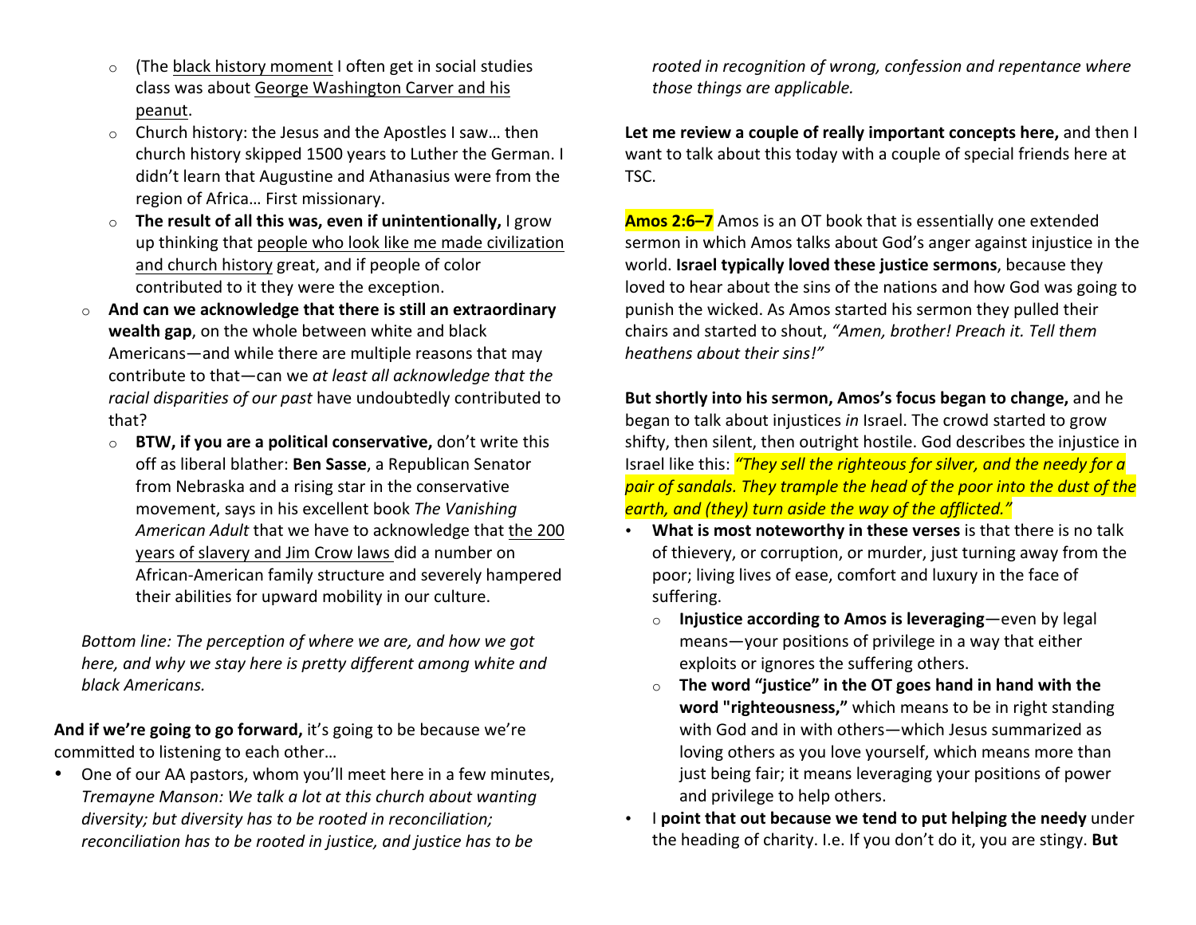- (The <u>black history moment</u> I often get in social studies class was about <u>George Washington Carver and his peanut</u>.
  - Church history: the Jesus and the Apostles I saw… then church history skipped 1500 years to Luther the German. I didn't learn that Augustine and Athanasius were from the region of Africa… First missionary.
  - **The result of all this was, even if unintentionally,** I grow up thinking that <u>people who look like me made civilization and church history</u> great, and if people of color contributed to it they were the exception.
- **And can we acknowledge that there is still an extraordinary wealth gap**, on the whole between white and black Americans—and while there are multiple reasons that may contribute to that—can we *at least all acknowledge that the racial disparities of our past* have undoubtedly contributed to that?
  - **BTW, if you are a political conservative,** don't write this off as liberal blather: **Ben Sasse**, a Republican Senator from Nebraska and a rising star in the conservative movement, says in his excellent book *The Vanishing American Adult* that we have to acknowledge that <u>the 200 years of slavery and Jim Crow laws</u> did a number on African-American family structure and severely hampered their abilities for upward mobility in our culture.

*Bottom line: The perception of where we are, and how we got here, and why we stay here is pretty different among white and black Americans.*

**And if we're going to go forward,** it's going to be because we're committed to listening to each other…

- One of our AA pastors, whom you'll meet here in a few minutes, *Tremayne Manson: We talk a lot at this church about wanting diversity; but diversity has to be rooted in reconciliation; reconciliation has to be rooted in justice, and justice has to be rooted in recognition of wrong, confession and repentance where those things are applicable.*

**Let me review a couple of really important concepts here,** and then I want to talk about this today with a couple of special friends here at TSC.

**Amos 2:6–7** Amos is an OT book that is essentially one extended sermon in which Amos talks about God's anger against injustice in the world. **Israel typically loved these justice sermons**, because they loved to hear about the sins of the nations and how God was going to punish the wicked. As Amos started his sermon they pulled their chairs and started to shout, *"Amen, brother! Preach it. Tell them heathens about their sins!"*

**But shortly into his sermon, Amos's focus began to change,** and he began to talk about injustices *in* Israel. The crowd started to grow shifty, then silent, then outright hostile. God describes the injustice in Israel like this: *"They sell the righteous for silver, and the needy for a pair of sandals. They trample the head of the poor into the dust of the earth, and (they) turn aside the way of the afflicted."*

- **What is most noteworthy in these verses** is that there is no talk of thievery, or corruption, or murder, just turning away from the poor; living lives of ease, comfort and luxury in the face of suffering.
  - **Injustice according to Amos is leveraging**—even by legal means—your positions of privilege in a way that either exploits or ignores the suffering others.
  - **The word "justice" in the OT goes hand in hand with the word "righteousness,"** which means to be in right standing with God and in with others—which Jesus summarized as loving others as you love yourself, which means more than just being fair; it means leveraging your positions of power and privilege to help others.
- I **point that out because we tend to put helping the needy** under the heading of charity. I.e. If you don't do it, you are stingy. **But**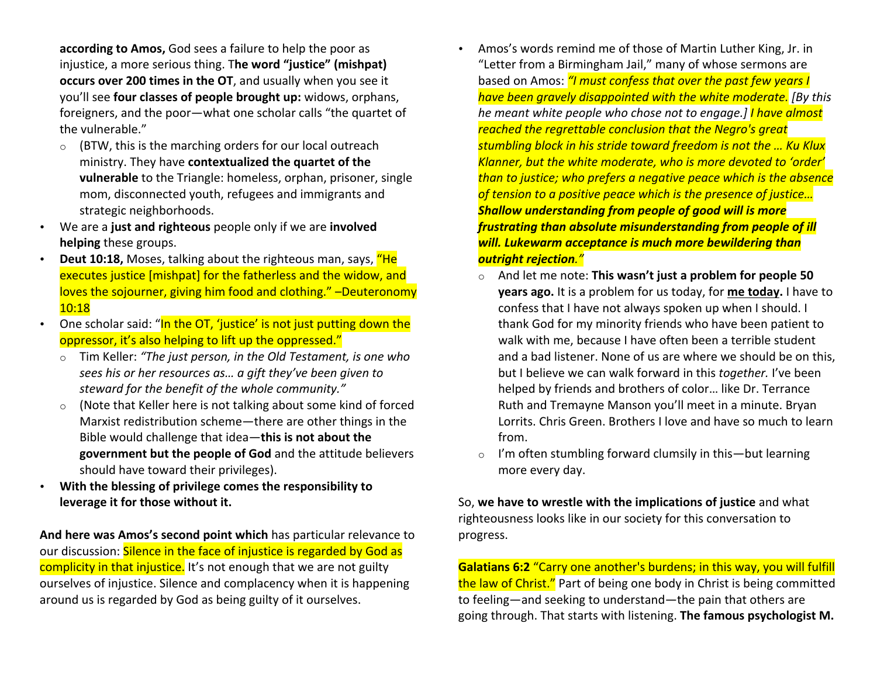**according to Amos,** God sees a failure to help the poor as injustice, a more serious thing. T**he word "justice" (mishpat) occurs over 200 times in the OT**, and usually when you see it you'll see **four classes of people brought up:** widows, orphans, foreigners, and the poor—what one scholar calls "the quartet of the vulnerable."

- (BTW, this is the marching orders for our local outreach ministry. They have **contextualized the quartet of the vulnerable** to the Triangle: homeless, orphan, prisoner, single mom, disconnected youth, refugees and immigrants and strategic neighborhoods.

- We are a **just and righteous** people only if we are **involved helping** these groups.
- **Deut 10:18,** Moses, talking about the righteous man, says, "He executes justice [mishpat] for the fatherless and the widow, and loves the sojourner, giving him food and clothing." –Deuteronomy 10:18
- One scholar said: "In the OT, 'justice' is not just putting down the oppressor, it's also helping to lift up the oppressed."
  - Tim Keller: *"The just person, in the Old Testament, is one who sees his or her resources as… a gift they've been given to steward for the benefit of the whole community."*
  - (Note that Keller here is not talking about some kind of forced Marxist redistribution scheme—there are other things in the Bible would challenge that idea—**this is not about the government but the people of God** and the attitude believers should have toward their privileges).
- **With the blessing of privilege comes the responsibility to leverage it for those without it.**

**And here was Amos's second point which** has particular relevance to our discussion: Silence in the face of injustice is regarded by God as complicity in that injustice. It's not enough that we are not guilty ourselves of injustice. Silence and complacency when it is happening around us is regarded by God as being guilty of it ourselves.

- Amos's words remind me of those of Martin Luther King, Jr. in "Letter from a Birmingham Jail," many of whose sermons are based on Amos: *"I must confess that over the past few years I have been gravely disappointed with the white moderate. [By this he meant white people who chose not to engage.] I have almost reached the regrettable conclusion that the Negro's great stumbling block in his stride toward freedom is not the … Ku Klux Klanner, but the white moderate, who is more devoted to 'order' than to justice; who prefers a negative peace which is the absence of tension to a positive peace which is the presence of justice…* ***Shallow understanding from people of good will is more frustrating than absolute misunderstanding from people of ill will. Lukewarm acceptance is much more bewildering than outright rejection.****"*
  - And let me note: **This wasn't just a problem for people 50 years ago.** It is a problem for us today, for **me today.** I have to confess that I have not always spoken up when I should. I thank God for my minority friends who have been patient to walk with me, because I have often been a terrible student and a bad listener. None of us are where we should be on this, but I believe we can walk forward in this *together.* I've been helped by friends and brothers of color… like Dr. Terrance Ruth and Tremayne Manson you'll meet in a minute. Bryan Lorrits. Chris Green. Brothers I love and have so much to learn from.
  - I'm often stumbling forward clumsily in this—but learning more every day.

So, **we have to wrestle with the implications of justice** and what righteousness looks like in our society for this conversation to progress.

**Galatians 6:2** "Carry one another's burdens; in this way, you will fulfill the law of Christ." Part of being one body in Christ is being committed to feeling—and seeking to understand—the pain that others are going through. That starts with listening. **The famous psychologist M.**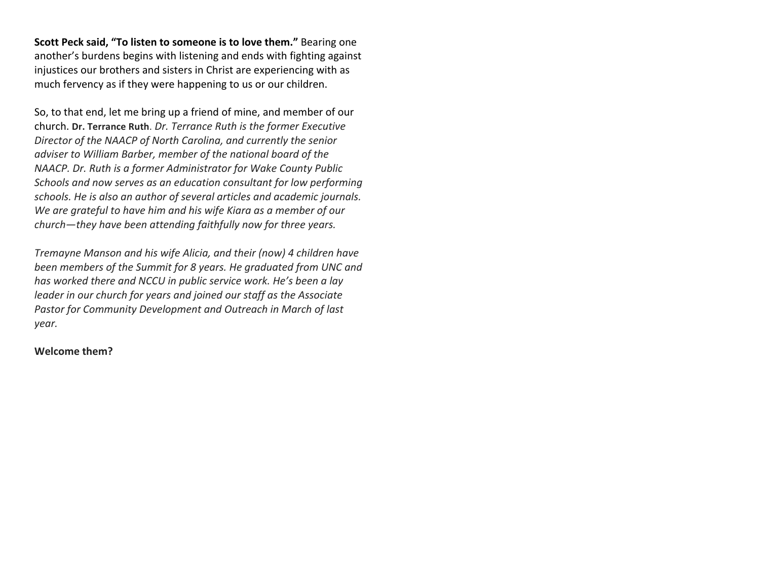**Scott Peck said, "To listen to someone is to love them."** Bearing one another's burdens begins with listening and ends with fighting against injustices our brothers and sisters in Christ are experiencing with as much fervency as if they were happening to us or our children.

So, to that end, let me bring up a friend of mine, and member of our church. **Dr. Terrance Ruth**. *Dr. Terrance Ruth is the former Executive Director of the NAACP of North Carolina, and currently the senior adviser to William Barber, member of the national board of the NAACP. Dr. Ruth is a former Administrator for Wake County Public Schools and now serves as an education consultant for low performing schools. He is also an author of several articles and academic journals. We are grateful to have him and his wife Kiara as a member of our church—they have been attending faithfully now for three years.*

*Tremayne Manson and his wife Alicia, and their (now) 4 children have been members of the Summit for 8 years. He graduated from UNC and has worked there and NCCU in public service work. He's been a lay leader in our church for years and joined our staff as the Associate Pastor for Community Development and Outreach in March of last year.*

**Welcome them?**